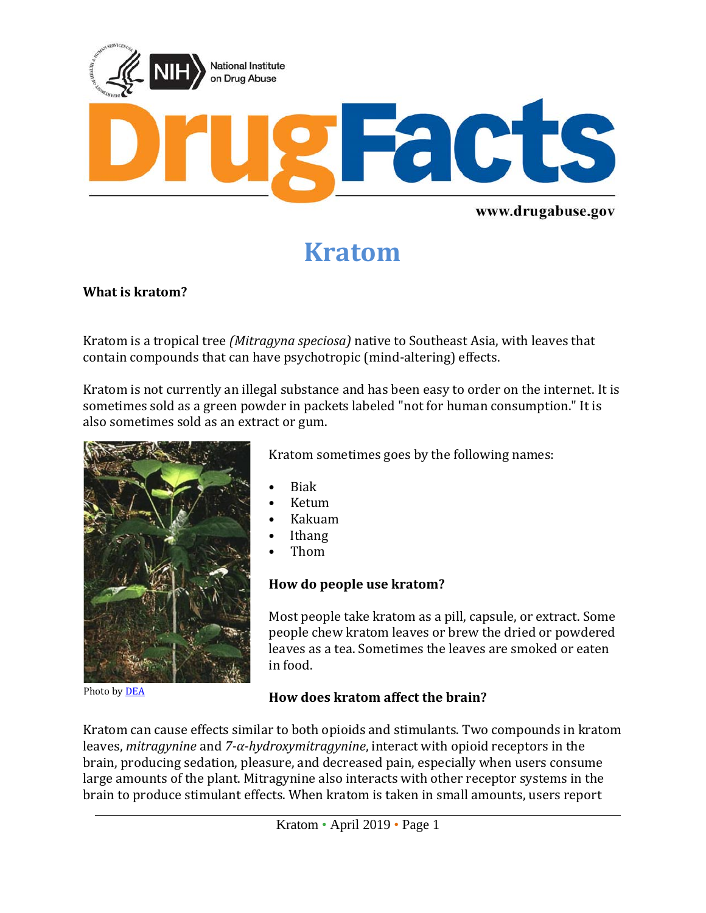# Kratom

**What is kratom?**

Kratom is a tropical tree *(Mitragyna speciosa)* native to Southeast Asia, with leaves that contain compounds that can have psychotropic (mind-altering) effects.

Kratom is not currently an illegal substance and has been easy to order on the internet. It is sometimes sold as a green powder in packets labeled "not for human consumption." It is also sometimes sold as an extract or gum.

Photo by DEA

Kratom sometimes goes by the following names:

- Biak
- Ketum
- Kakuam
- Ithang
- Thom

**How do people use kratom?**

Most people take kratom as a pill, capsule, or extract. Some people chew kratom leaves or brew the dried or powdered leaves as a tea. Sometimes the leaves are smoked or eaten in food.

**How does kratom affect the brain?**

Kratom can cause effects similar to both opioids and stimulants. Two compounds in kratom leaves, *mitragynine* and *7-α-hydroxymitragynine*, interact with opioid receptors in the brain, producing sedation, pleasure, and decreased pain, especially when users consume large amounts of the plant. Mitragynine also interacts with other receptor systems in the brain to produce stimulant effects. When kratom is taken in small amounts, users report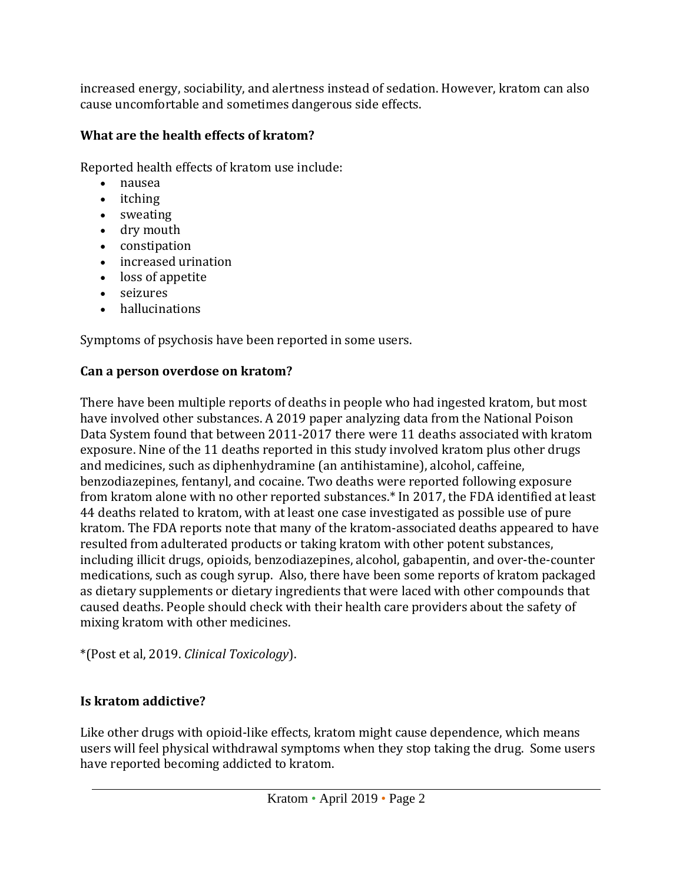increased energy, sociability, and alertness instead of sedation. However, kratom can also cause uncomfortable and sometimes dangerous side effects.

**What are the health effects of kratom?**

Reported health effects of kratom use include:

- nausea
- itching
- sweating
- dry mouth
- constipation
- increased urination
- loss of appetite
- seizures
- hallucinations

Symptoms of psychosis have been reported in some users.

**Can a person overdose on kratom?**

There have been multiple reports of deaths in people who had ingested kratom, but most have involved other substances. A 2019 paper analyzing data from the National Poison Data System found that between 2011-2017 there were 11 deaths associated with kratom exposure. Nine of the 11 deaths reported in this study involved kratom plus other drugs and medicines, such as diphenhydramine (an antihistamine), alcohol, caffeine, benzodiazepines, fentanyl, and cocaine. Two deaths were reported following exposure from kratom alone with no other reported substances.* In 2017, the FDA identified at least 44 deaths related to kratom, with at least one case investigated as possible use of pure kratom. The FDA reports note that many of the kratom-associated deaths appeared to have resulted from adulterated products or taking kratom with other potent substances, including illicit drugs, opioids, benzodiazepines, alcohol, gabapentin, and over-the-counter medications, such as cough syrup. Also, there have been some reports of kratom packaged as dietary supplements or dietary ingredients that were laced with other compounds that caused deaths. People should check with their health care providers about the safety of mixing kratom with other medicines.

*(Post et al, 2019. *Clinical Toxicology*).

**Is kratom addictive?**

Like other drugs with opioid-like effects, kratom might cause dependence, which means users will feel physical withdrawal symptoms when they stop taking the drug. Some users have reported becoming addicted to kratom.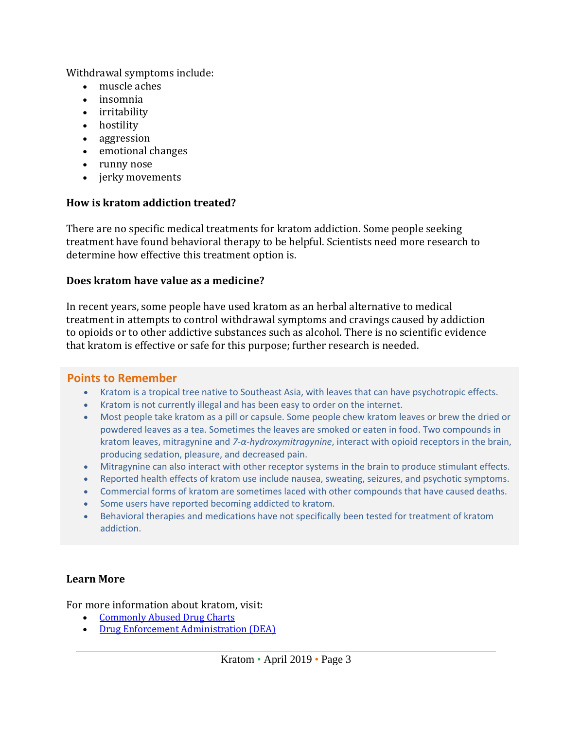Withdrawal symptoms include:

- muscle aches
- insomnia
- irritability
- hostility
- aggression
- emotional changes
- runny nose
- jerky movements

**How is kratom addiction treated?**

There are no specific medical treatments for kratom addiction. Some people seeking treatment have found behavioral therapy to be helpful. Scientists need more research to determine how effective this treatment option is.

**Does kratom have value as a medicine?**

In recent years, some people have used kratom as an herbal alternative to medical treatment in attempts to control withdrawal symptoms and cravings caused by addiction to opioids or to other addictive substances such as alcohol. There is no scientific evidence that kratom is effective or safe for this purpose; further research is needed.

## Points to Remember

- Kratom is a tropical tree native to Southeast Asia, with leaves that can have psychotropic effects.
- Kratom is not currently illegal and has been easy to order on the internet.
- Most people take kratom as a pill or capsule. Some people chew kratom leaves or brew the dried or powdered leaves as a tea. Sometimes the leaves are smoked or eaten in food. Two compounds in kratom leaves, mitragynine and *7-α-hydroxymitragynine*, interact with opioid receptors in the brain, producing sedation, pleasure, and decreased pain.
- Mitragynine can also interact with other receptor systems in the brain to produce stimulant effects.
- Reported health effects of kratom use include nausea, sweating, seizures, and psychotic symptoms.
- Commercial forms of kratom are sometimes laced with other compounds that have caused deaths.
- Some users have reported becoming addicted to kratom.
- Behavioral therapies and medications have not specifically been tested for treatment of kratom addiction.

**Learn More**

For more information about kratom, visit:

- Commonly Abused Drug Charts
- Drug Enforcement Administration (DEA)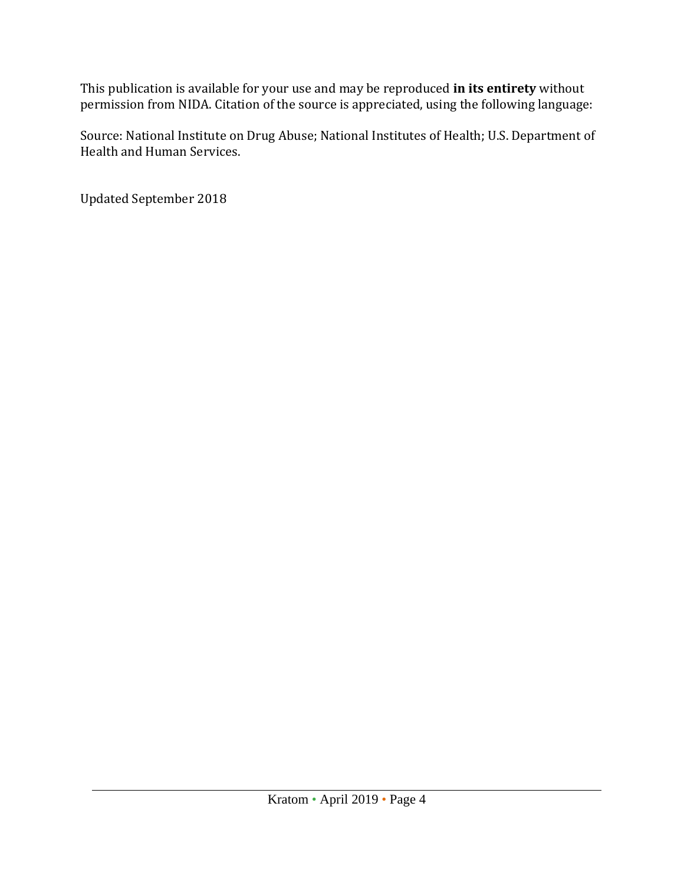This publication is available for your use and may be reproduced **in its entirety** without permission from NIDA. Citation of the source is appreciated, using the following language:

Source: National Institute on Drug Abuse; National Institutes of Health; U.S. Department of Health and Human Services.

Updated September 2018